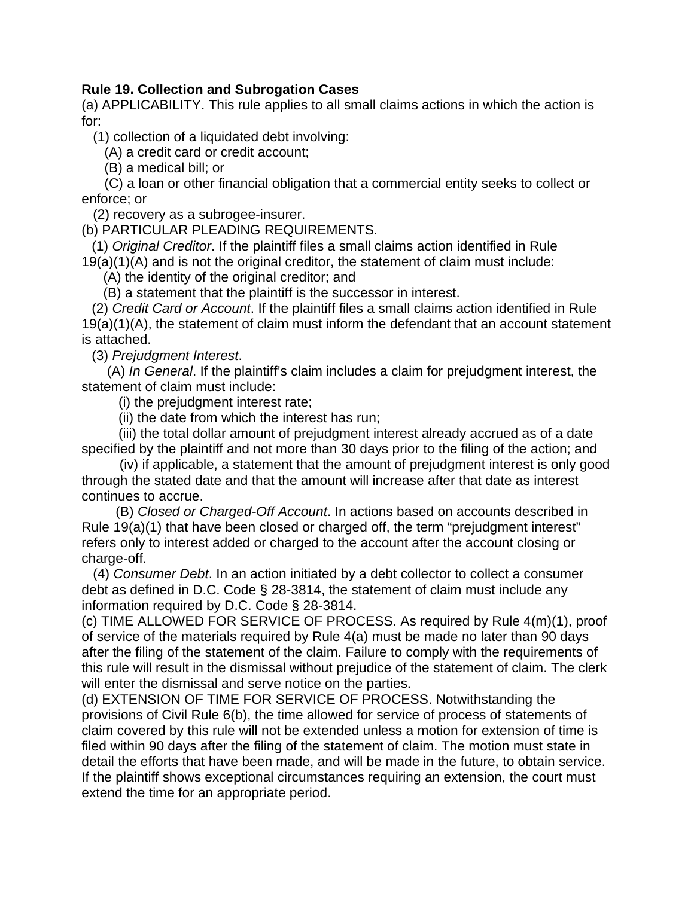**Rule 19. Collection and Subrogation Cases**

(a) APPLICABILITY. This rule applies to all small claims actions in which the action is for:

(1) collection of a liquidated debt involving:

(A) a credit card or credit account;

(B) a medical bill; or

(C) a loan or other financial obligation that a commercial entity seeks to collect or enforce; or

(2) recovery as a subrogee-insurer.

(b) PARTICULAR PLEADING REQUIREMENTS.

(1) *Original Creditor*. If the plaintiff files a small claims action identified in Rule 19(a)(1)(A) and is not the original creditor, the statement of claim must include:

(A) the identity of the original creditor; and

(B) a statement that the plaintiff is the successor in interest.

(2) *Credit Card or Account*. If the plaintiff files a small claims action identified in Rule 19(a)(1)(A), the statement of claim must inform the defendant that an account statement is attached.

(3) *Prejudgment Interest*.

(A) *In General*. If the plaintiff's claim includes a claim for prejudgment interest, the statement of claim must include:

(i) the prejudgment interest rate;

(ii) the date from which the interest has run;

(iii) the total dollar amount of prejudgment interest already accrued as of a date specified by the plaintiff and not more than 30 days prior to the filing of the action; and

(iv) if applicable, a statement that the amount of prejudgment interest is only good through the stated date and that the amount will increase after that date as interest continues to accrue.

(B) *Closed or Charged-Off Account*. In actions based on accounts described in Rule 19(a)(1) that have been closed or charged off, the term "prejudgment interest" refers only to interest added or charged to the account after the account closing or charge-off.

(4) *Consumer Debt*. In an action initiated by a debt collector to collect a consumer debt as defined in D.C. Code § 28-3814, the statement of claim must include any information required by D.C. Code § 28-3814.

(c) TIME ALLOWED FOR SERVICE OF PROCESS. As required by Rule 4(m)(1), proof of service of the materials required by Rule 4(a) must be made no later than 90 days after the filing of the statement of the claim. Failure to comply with the requirements of this rule will result in the dismissal without prejudice of the statement of claim. The clerk will enter the dismissal and serve notice on the parties.

(d) EXTENSION OF TIME FOR SERVICE OF PROCESS. Notwithstanding the provisions of Civil Rule 6(b), the time allowed for service of process of statements of claim covered by this rule will not be extended unless a motion for extension of time is filed within 90 days after the filing of the statement of claim. The motion must state in detail the efforts that have been made, and will be made in the future, to obtain service. If the plaintiff shows exceptional circumstances requiring an extension, the court must extend the time for an appropriate period.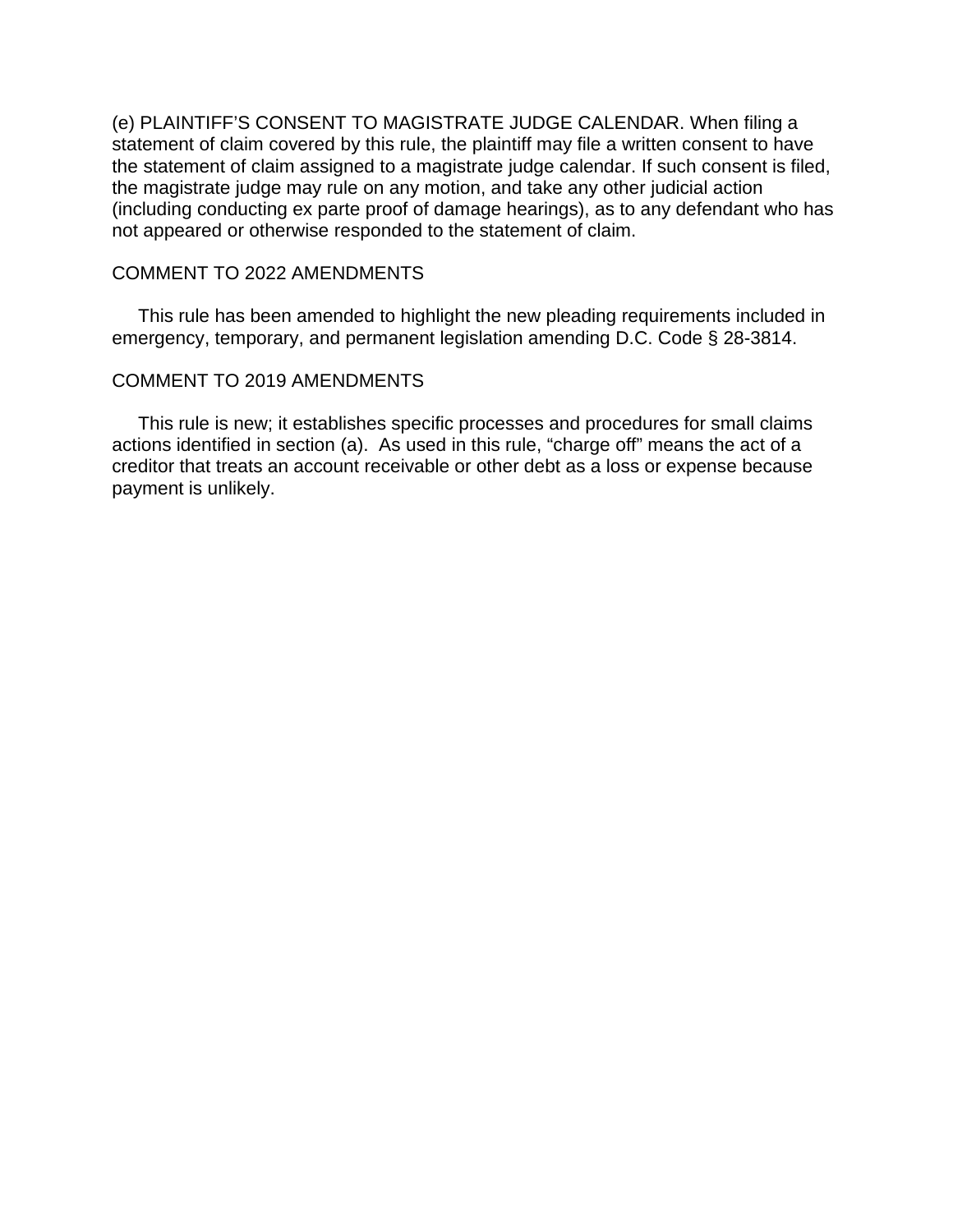(e) PLAINTIFF'S CONSENT TO MAGISTRATE JUDGE CALENDAR. When filing a statement of claim covered by this rule, the plaintiff may file a written consent to have the statement of claim assigned to a magistrate judge calendar. If such consent is filed, the magistrate judge may rule on any motion, and take any other judicial action (including conducting ex parte proof of damage hearings), as to any defendant who has not appeared or otherwise responded to the statement of claim.

COMMENT TO 2022 AMENDMENTS

This rule has been amended to highlight the new pleading requirements included in emergency, temporary, and permanent legislation amending D.C. Code § 28-3814.

COMMENT TO 2019 AMENDMENTS

This rule is new; it establishes specific processes and procedures for small claims actions identified in section (a). As used in this rule, "charge off" means the act of a creditor that treats an account receivable or other debt as a loss or expense because payment is unlikely.